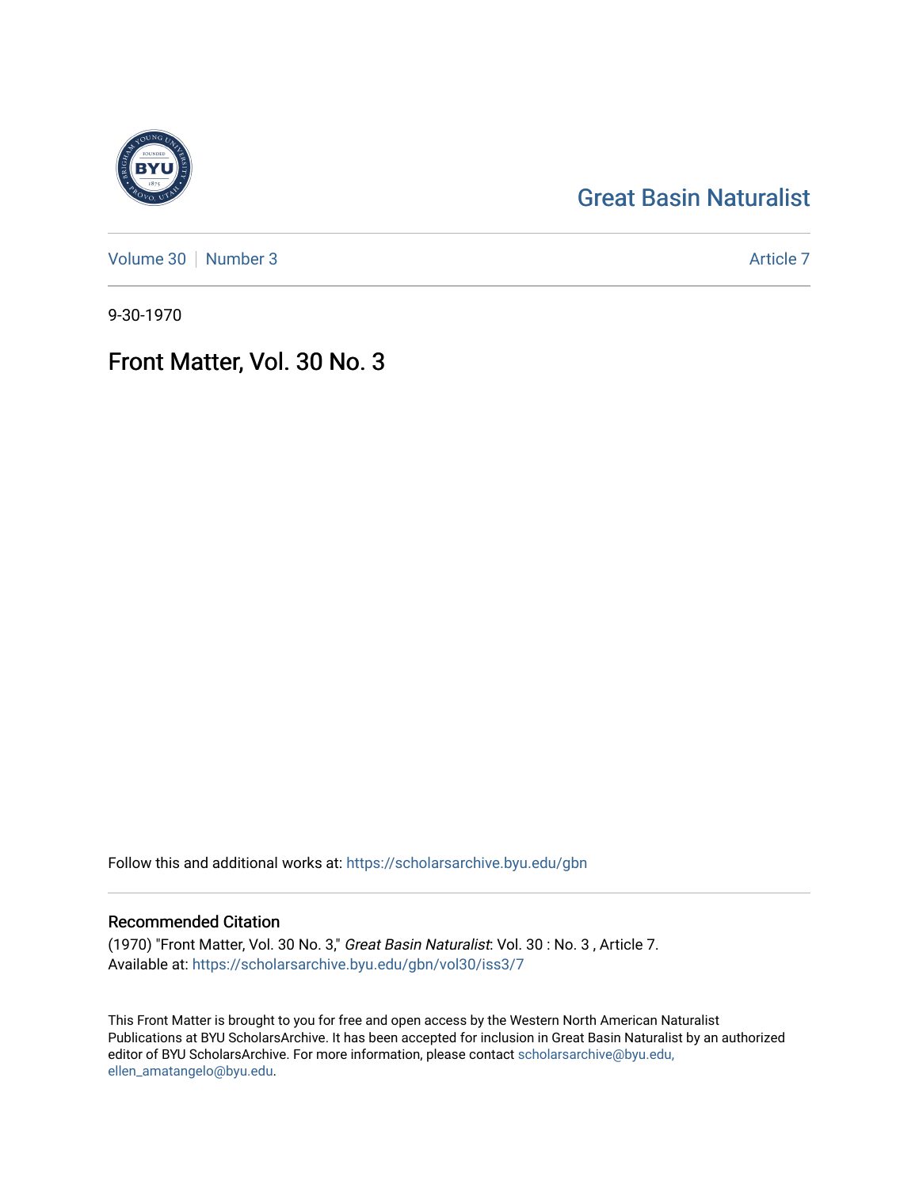# Great Basin Naturalist

Volume 30 | Number 3 | Article 7

9-30-1970

## Front Matter, Vol. 30 No. 3

Follow this and additional works at: https://scholarsarchive.byu.edu/gbn

### Recommended Citation

(1970) "Front Matter, Vol. 30 No. 3," *Great Basin Naturalist*: Vol. 30 : No. 3 , Article 7.
Available at: https://scholarsarchive.byu.edu/gbn/vol30/iss3/7

This Front Matter is brought to you for free and open access by the Western North American Naturalist Publications at BYU ScholarsArchive. It has been accepted for inclusion in Great Basin Naturalist by an authorized editor of BYU ScholarsArchive. For more information, please contact scholarsarchive@byu.edu, ellen_amatangelo@byu.edu.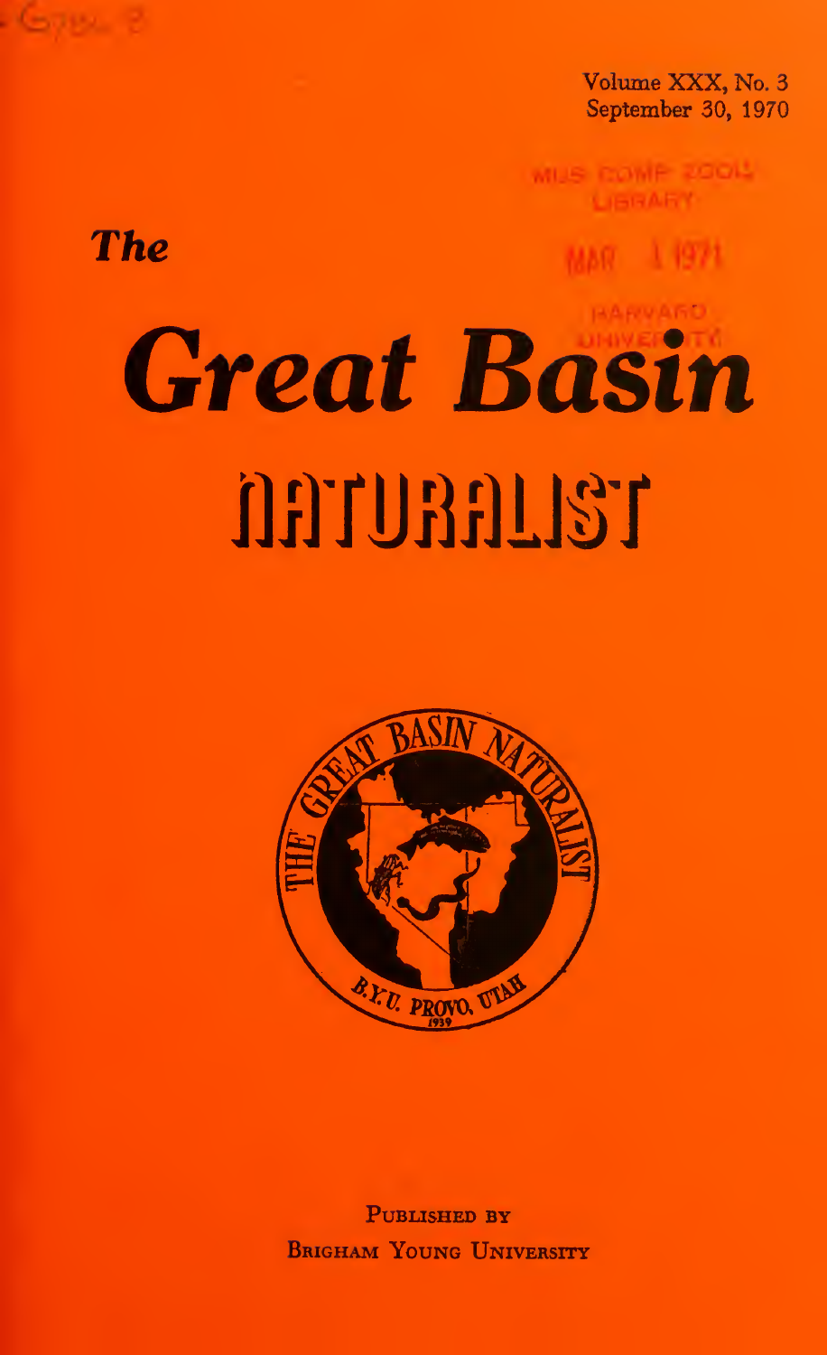Volume XXX, No. 3
September 30, 1970

MUS. COMP. ZOOL.
LIBRARY

MAR 1 1971

HARVARD
UNIVERSITY

*The*

# *Great Basin*

# NATURALIST

PUBLISHED BY
BRIGHAM YOUNG UNIVERSITY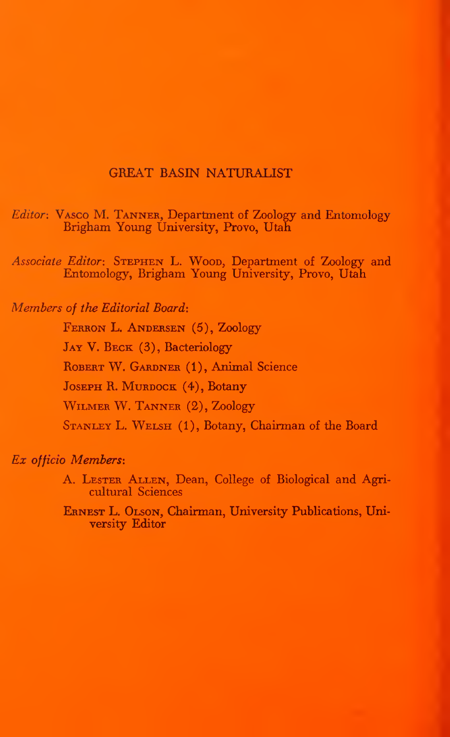# GREAT BASIN NATURALIST

*Editor*: Vasco M. Tanner, Department of Zoology and Entomology Brigham Young University, Provo, Utah

*Associate Editor*: Stephen L. Wood, Department of Zoology and Entomology, Brigham Young University, Provo, Utah

*Members of the Editorial Board*:

- Ferron L. Andersen (5), Zoology
- Jay V. Beck (3), Bacteriology
- Robert W. Gardner (1), Animal Science
- Joseph R. Murdock (4), Botany
- Wilmer W. Tanner (2), Zoology
- Stanley L. Welsh (1), Botany, Chairman of the Board

*Ex officio Members*:

- A. Lester Allen, Dean, College of Biological and Agricultural Sciences
- Ernest L. Olson, Chairman, University Publications, University Editor